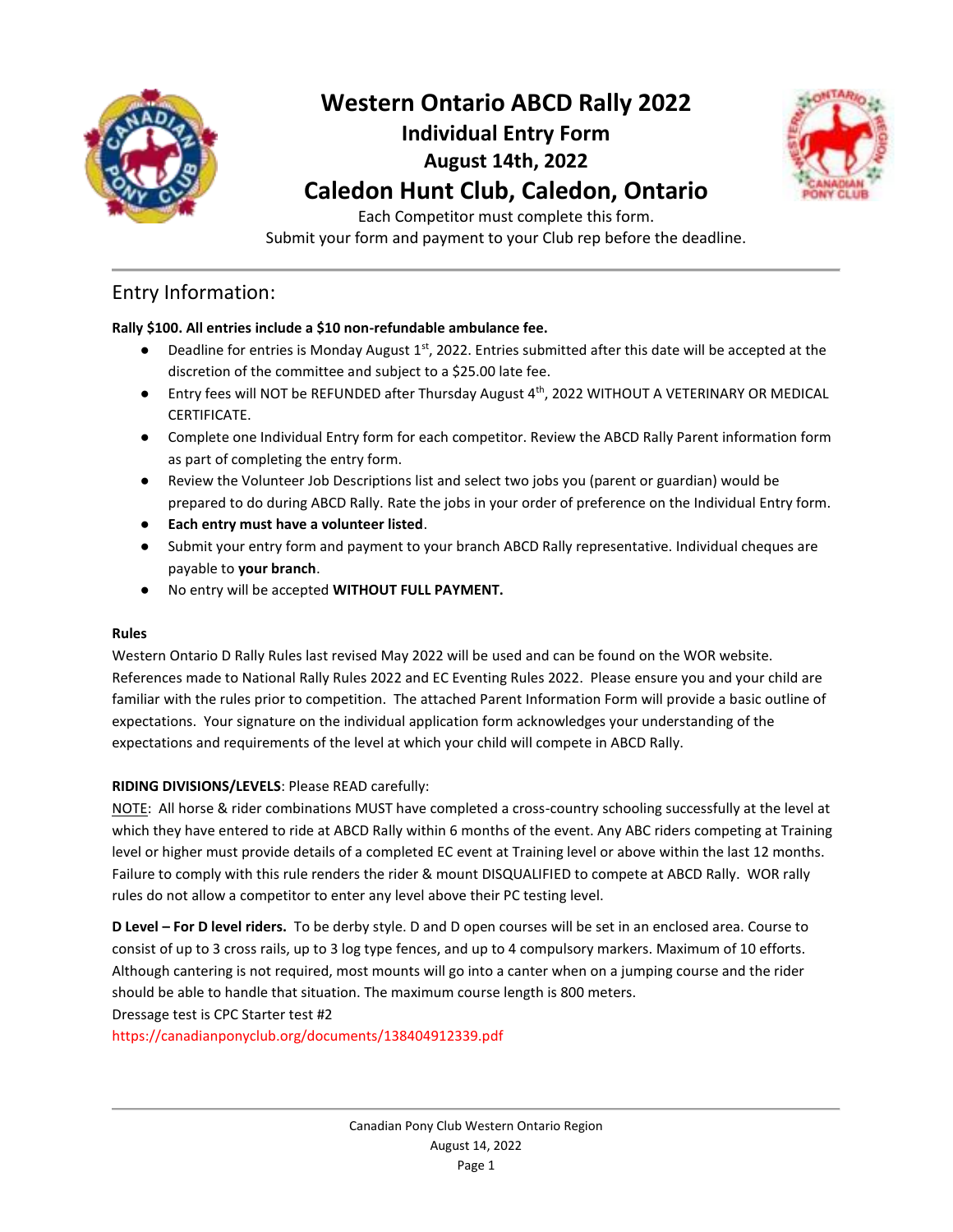# Western Ontario ABCD Rally 2022

## Individual Entry Form

## August 14th, 2022

# Caledon Hunt Club, Caledon, Ontario

Each Competitor must complete this form.

Submit your form and payment to your Club rep before the deadline.

---

## Entry Information:

**Rally $100. All entries include a $10 non-refundable ambulance fee.**

- Deadline for entries is Monday August 1st, 2022. Entries submitted after this date will be accepted at the discretion of the committee and subject to a $25.00 late fee.
- Entry fees will NOT be REFUNDED after Thursday August 4th, 2022 WITHOUT A VETERINARY OR MEDICAL CERTIFICATE.
- Complete one Individual Entry form for each competitor. Review the ABCD Rally Parent information form as part of completing the entry form.
- Review the Volunteer Job Descriptions list and select two jobs you (parent or guardian) would be prepared to do during ABCD Rally. Rate the jobs in your order of preference on the Individual Entry form.
- **Each entry must have a volunteer listed**.
- Submit your entry form and payment to your branch ABCD Rally representative. Individual cheques are payable to **your branch**.
- No entry will be accepted **WITHOUT FULL PAYMENT.**

**Rules**

Western Ontario D Rally Rules last revised May 2022 will be used and can be found on the WOR website. References made to National Rally Rules 2022 and EC Eventing Rules 2022. Please ensure you and your child are familiar with the rules prior to competition. The attached Parent Information Form will provide a basic outline of expectations. Your signature on the individual application form acknowledges your understanding of the expectations and requirements of the level at which your child will compete in ABCD Rally.

**RIDING DIVISIONS/LEVELS**: Please READ carefully:

NOTE: All horse & rider combinations MUST have completed a cross-country schooling successfully at the level at which they have entered to ride at ABCD Rally within 6 months of the event. Any ABC riders competing at Training level or higher must provide details of a completed EC event at Training level or above within the last 12 months. Failure to comply with this rule renders the rider & mount DISQUALIFIED to compete at ABCD Rally. WOR rally rules do not allow a competitor to enter any level above their PC testing level.

**D Level – For D level riders.** To be derby style. D and D open courses will be set in an enclosed area. Course to consist of up to 3 cross rails, up to 3 log type fences, and up to 4 compulsory markers. Maximum of 10 efforts. Although cantering is not required, most mounts will go into a canter when on a jumping course and the rider should be able to handle that situation. The maximum course length is 800 meters.

Dressage test is CPC Starter test #2

https://canadianponyclub.org/documents/138404912339.pdf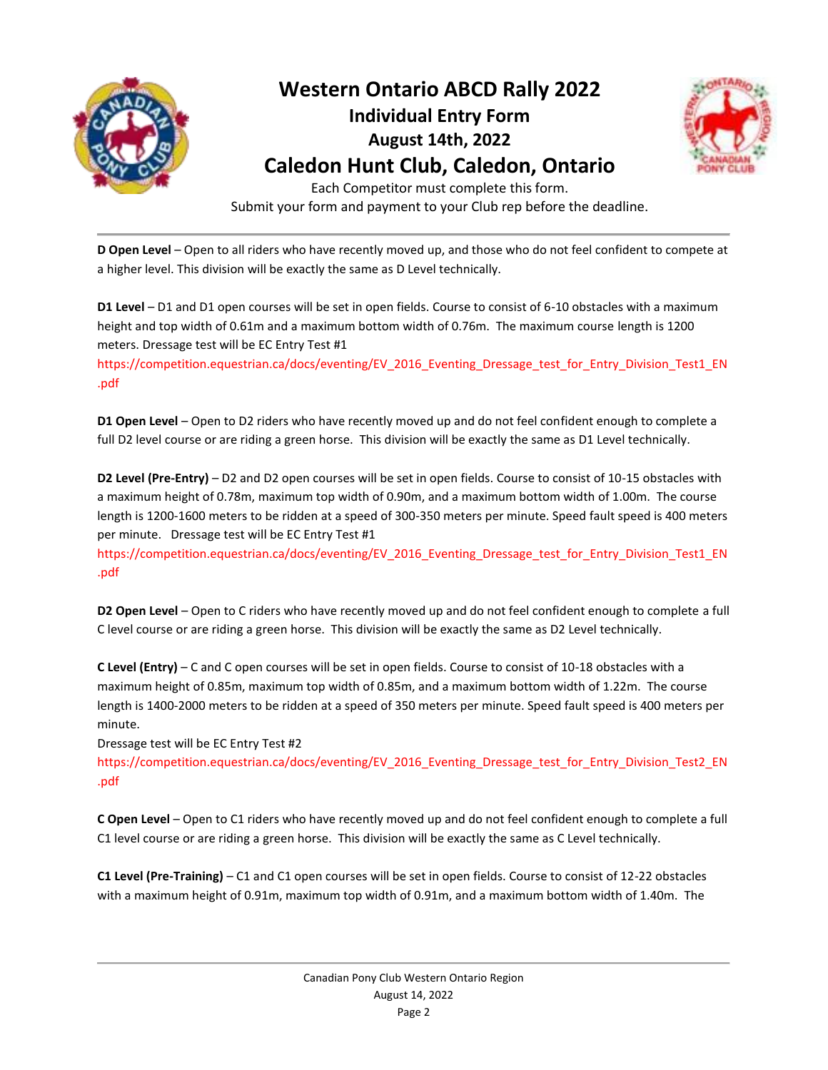# Western Ontario ABCD Rally 2022

## Individual Entry Form

## August 14th, 2022

## Caledon Hunt Club, Caledon, Ontario

Each Competitor must complete this form.
Submit your form and payment to your Club rep before the deadline.

---

**D Open Level** – Open to all riders who have recently moved up, and those who do not feel confident to compete at a higher level. This division will be exactly the same as D Level technically.

**D1 Level** – D1 and D1 open courses will be set in open fields. Course to consist of 6-10 obstacles with a maximum height and top width of 0.61m and a maximum bottom width of 0.76m. The maximum course length is 1200 meters. Dressage test will be EC Entry Test #1
https://competition.equestrian.ca/docs/eventing/EV_2016_Eventing_Dressage_test_for_Entry_Division_Test1_EN.pdf

**D1 Open Level** – Open to D2 riders who have recently moved up and do not feel confident enough to complete a full D2 level course or are riding a green horse. This division will be exactly the same as D1 Level technically.

**D2 Level (Pre-Entry)** – D2 and D2 open courses will be set in open fields. Course to consist of 10-15 obstacles with a maximum height of 0.78m, maximum top width of 0.90m, and a maximum bottom width of 1.00m. The course length is 1200-1600 meters to be ridden at a speed of 300-350 meters per minute. Speed fault speed is 400 meters per minute. Dressage test will be EC Entry Test #1
https://competition.equestrian.ca/docs/eventing/EV_2016_Eventing_Dressage_test_for_Entry_Division_Test1_EN.pdf

**D2 Open Level** – Open to C riders who have recently moved up and do not feel confident enough to complete a full C level course or are riding a green horse. This division will be exactly the same as D2 Level technically.

**C Level (Entry)** – C and C open courses will be set in open fields. Course to consist of 10-18 obstacles with a maximum height of 0.85m, maximum top width of 0.85m, and a maximum bottom width of 1.22m. The course length is 1400-2000 meters to be ridden at a speed of 350 meters per minute. Speed fault speed is 400 meters per minute.
Dressage test will be EC Entry Test #2
https://competition.equestrian.ca/docs/eventing/EV_2016_Eventing_Dressage_test_for_Entry_Division_Test2_EN.pdf

**C Open Level** – Open to C1 riders who have recently moved up and do not feel confident enough to complete a full C1 level course or are riding a green horse. This division will be exactly the same as C Level technically.

**C1 Level (Pre-Training)** – C1 and C1 open courses will be set in open fields. Course to consist of 12-22 obstacles with a maximum height of 0.91m, maximum top width of 0.91m, and a maximum bottom width of 1.40m. The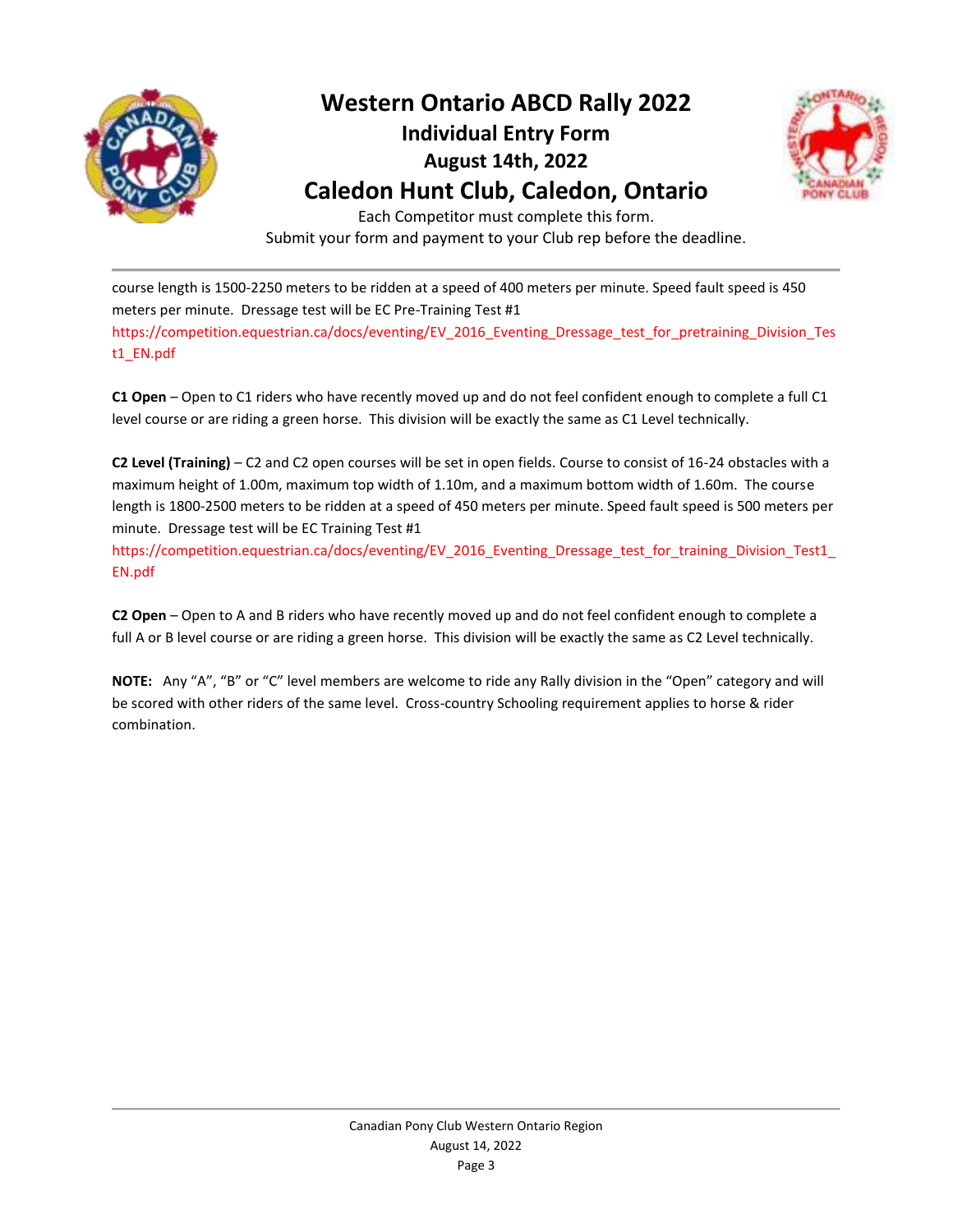course length is 1500-2250 meters to be ridden at a speed of 400 meters per minute. Speed fault speed is 450 meters per minute. Dressage test will be EC Pre-Training Test #1
https://competition.equestrian.ca/docs/eventing/EV_2016_Eventing_Dressage_test_for_pretraining_Division_Test1_EN.pdf

**C1 Open** – Open to C1 riders who have recently moved up and do not feel confident enough to complete a full C1 level course or are riding a green horse. This division will be exactly the same as C1 Level technically.

**C2 Level (Training)** – C2 and C2 open courses will be set in open fields. Course to consist of 16-24 obstacles with a maximum height of 1.00m, maximum top width of 1.10m, and a maximum bottom width of 1.60m. The course length is 1800-2500 meters to be ridden at a speed of 450 meters per minute. Speed fault speed is 500 meters per minute. Dressage test will be EC Training Test #1
https://competition.equestrian.ca/docs/eventing/EV_2016_Eventing_Dressage_test_for_training_Division_Test1_EN.pdf

**C2 Open** – Open to A and B riders who have recently moved up and do not feel confident enough to complete a full A or B level course or are riding a green horse. This division will be exactly the same as C2 Level technically.

**NOTE:** Any "A", "B" or "C" level members are welcome to ride any Rally division in the "Open" category and will be scored with other riders of the same level. Cross-country Schooling requirement applies to horse & rider combination.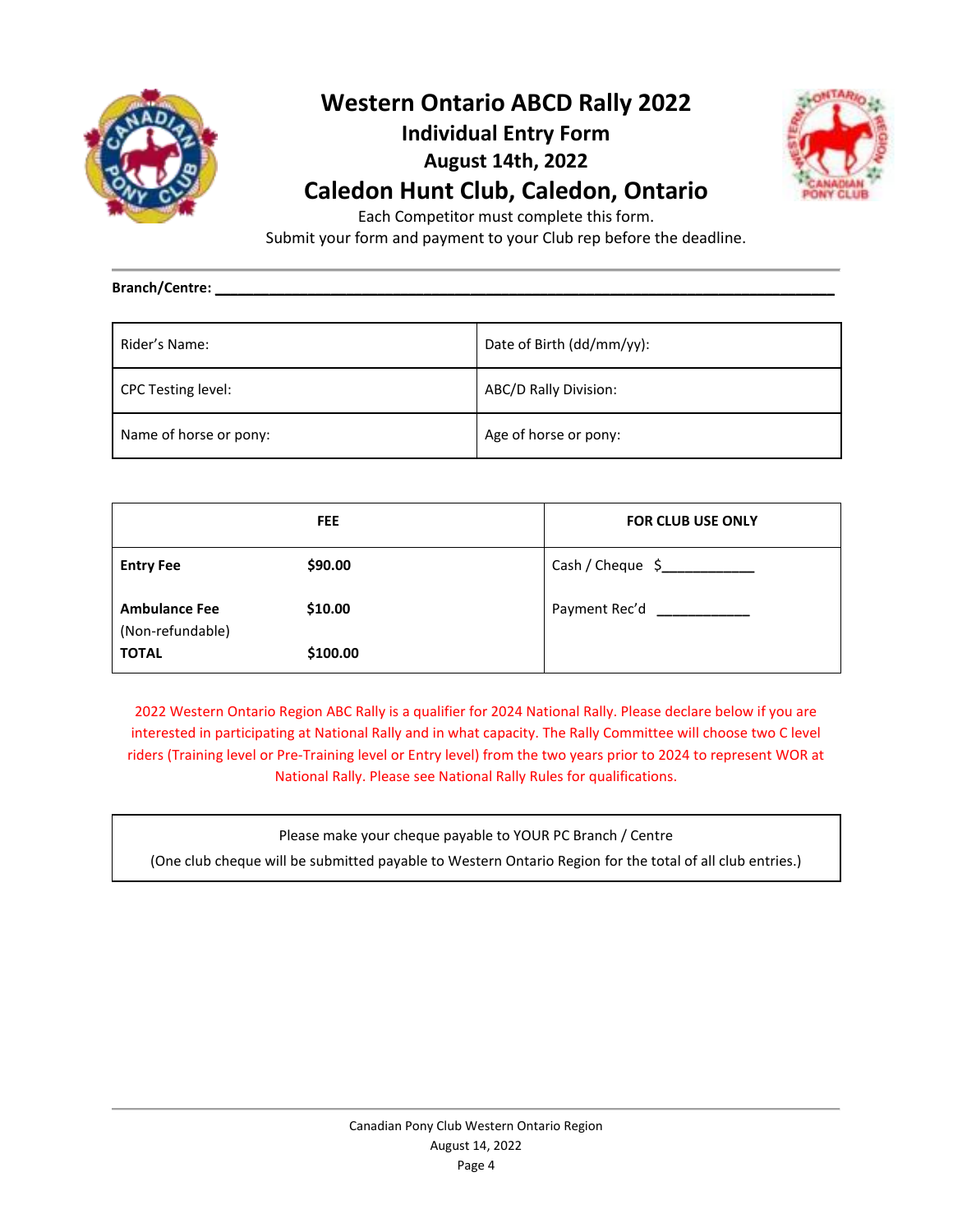# Western Ontario ABCD Rally 2022

## Individual Entry Form

## August 14th, 2022

## Caledon Hunt Club, Caledon, Ontario

Each Competitor must complete this form.
Submit your form and payment to your Club rep before the deadline.

---

**Branch/Centre:** ___________________________________________________________________________

| Rider's Name: | Date of Birth (dd/mm/yy): |
|---|---|
| CPC Testing level: | ABC/D Rally Division: |
| Name of horse or pony: | Age of horse or pony: |

| FEE | | FOR CLUB USE ONLY |
|---|---|---|
| **Entry Fee** | **$90.00** | Cash / Cheque $___________ |
| **Ambulance Fee** (Non-refundable) | **$10.00** | Payment Rec'd ___________ |
| **TOTAL** | **$100.00** | |

2022 Western Ontario Region ABC Rally is a qualifier for 2024 National Rally. Please declare below if you are interested in participating at National Rally and in what capacity. The Rally Committee will choose two C level riders (Training level or Pre-Training level or Entry level) from the two years prior to 2024 to represent WOR at National Rally. Please see National Rally Rules for qualifications.

| Please make your cheque payable to YOUR PC Branch / Centre<br>(One club cheque will be submitted payable to Western Ontario Region for the total of all club entries.) |
|---|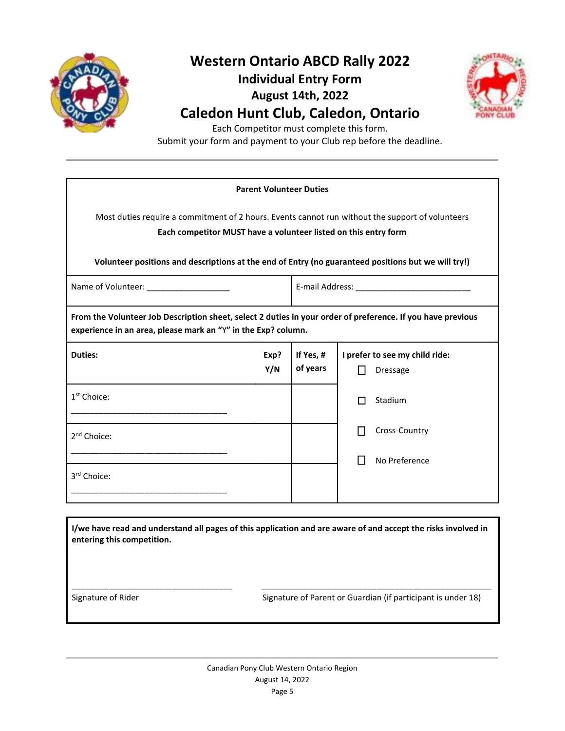# Western Ontario ABCD Rally 2022

## Individual Entry Form

## August 14th, 2022

# Caledon Hunt Club, Caledon, Ontario

Each Competitor must complete this form.

Submit your form and payment to your Club rep before the deadline.

---

**Parent Volunteer Duties**

Most duties require a commitment of 2 hours. Events cannot run without the support of volunteers

**Each competitor MUST have a volunteer listed on this entry form**

**Volunteer positions and descriptions at the end of Entry (no guaranteed positions but we will try!)**

| Name of Volunteer: __________________ | E-mail Address: _________________________ |
|---|---|

**From the Volunteer Job Description sheet, select 2 duties in your order of preference. If you have previous experience in an area, please mark an "Y" in the Exp? column.**

| Duties: | Exp? Y/N | If Yes, # of years | I prefer to see my child ride: |
|---|---|---|---|
| 1st Choice: __________________________________ | | | ☐ Dressage ☐ Stadium ☐ Cross-Country ☐ No Preference |
| 2nd Choice: __________________________________ | | | |
| 3rd Choice: __________________________________ | | | |

**I/we have read and understand all pages of this application and are aware of and accept the risks involved in entering this competition.**

___________________________________ Signature of Rider

__________________________________________________ Signature of Parent or Guardian (if participant is under 18)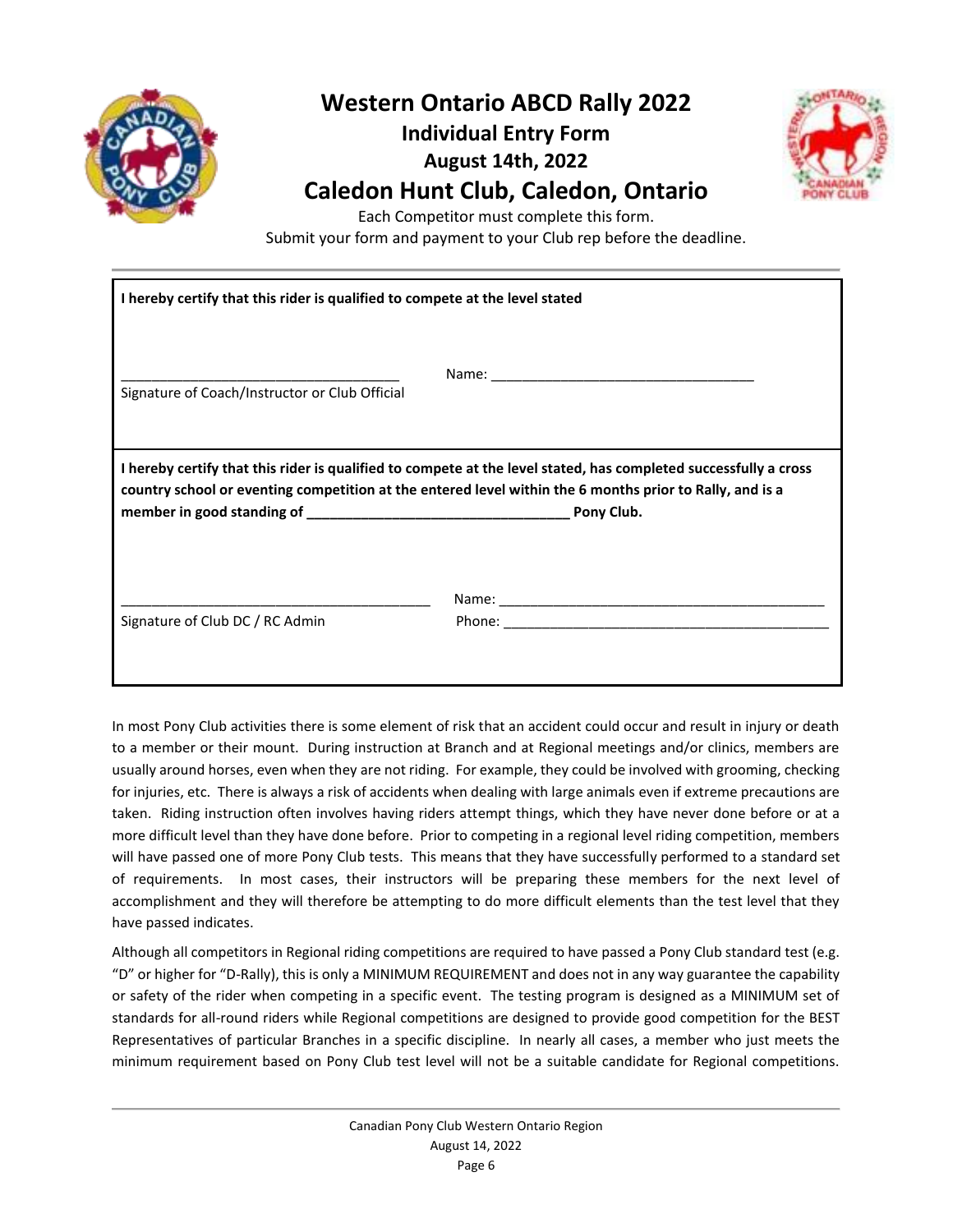# Western Ontario ABCD Rally 2022

## Individual Entry Form

## August 14th, 2022

# Caledon Hunt Club, Caledon, Ontario

Each Competitor must complete this form.

Submit your form and payment to your Club rep before the deadline.

**I hereby certify that this rider is qualified to compete at the level stated**

____________________________________ Name: ___________________________________

Signature of Coach/Instructor or Club Official

**I hereby certify that this rider is qualified to compete at the level stated, has completed successfully a cross country school or eventing competition at the entered level within the 6 months prior to Rally, and is a member in good standing of _________________________________ Pony Club.**

________________________________________ Name: __________________________________________

Signature of Club DC / RC Admin Phone: __________________________________________

In most Pony Club activities there is some element of risk that an accident could occur and result in injury or death to a member or their mount. During instruction at Branch and at Regional meetings and/or clinics, members are usually around horses, even when they are not riding. For example, they could be involved with grooming, checking for injuries, etc. There is always a risk of accidents when dealing with large animals even if extreme precautions are taken. Riding instruction often involves having riders attempt things, which they have never done before or at a more difficult level than they have done before. Prior to competing in a regional level riding competition, members will have passed one of more Pony Club tests. This means that they have successfully performed to a standard set of requirements. In most cases, their instructors will be preparing these members for the next level of accomplishment and they will therefore be attempting to do more difficult elements than the test level that they have passed indicates.

Although all competitors in Regional riding competitions are required to have passed a Pony Club standard test (e.g. "D" or higher for "D-Rally), this is only a MINIMUM REQUIREMENT and does not in any way guarantee the capability or safety of the rider when competing in a specific event. The testing program is designed as a MINIMUM set of standards for all-round riders while Regional competitions are designed to provide good competition for the BEST Representatives of particular Branches in a specific discipline. In nearly all cases, a member who just meets the minimum requirement based on Pony Club test level will not be a suitable candidate for Regional competitions.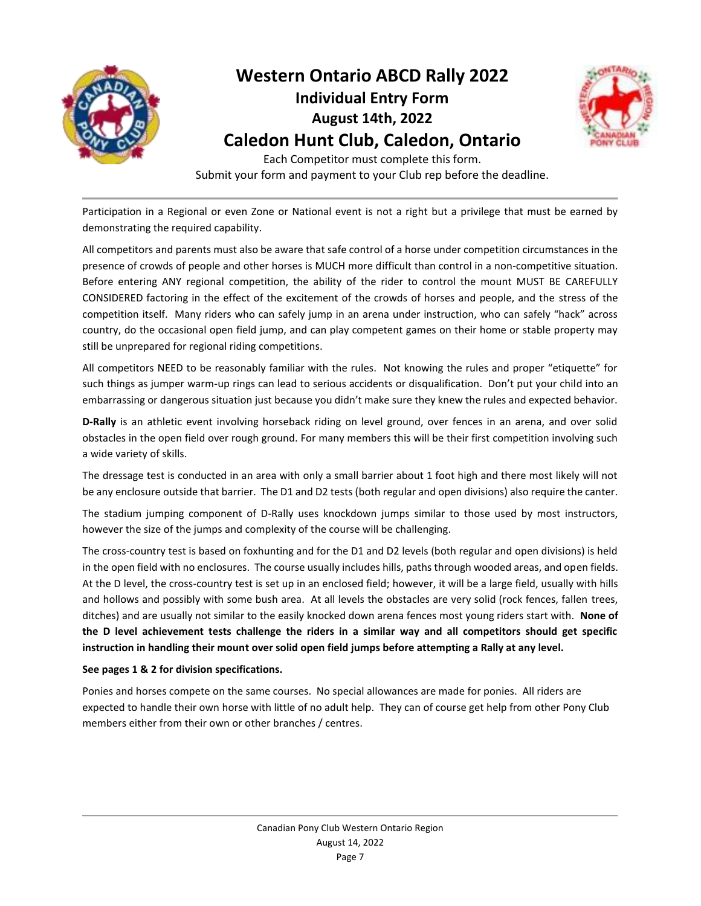# Western Ontario ABCD Rally 2022

## Individual Entry Form

## August 14th, 2022

# Caledon Hunt Club, Caledon, Ontario

Each Competitor must complete this form.
Submit your form and payment to your Club rep before the deadline.

---

Participation in a Regional or even Zone or National event is not a right but a privilege that must be earned by demonstrating the required capability.

All competitors and parents must also be aware that safe control of a horse under competition circumstances in the presence of crowds of people and other horses is MUCH more difficult than control in a non-competitive situation. Before entering ANY regional competition, the ability of the rider to control the mount MUST BE CAREFULLY CONSIDERED factoring in the effect of the excitement of the crowds of horses and people, and the stress of the competition itself. Many riders who can safely jump in an arena under instruction, who can safely "hack" across country, do the occasional open field jump, and can play competent games on their home or stable property may still be unprepared for regional riding competitions.

All competitors NEED to be reasonably familiar with the rules. Not knowing the rules and proper "etiquette" for such things as jumper warm-up rings can lead to serious accidents or disqualification. Don't put your child into an embarrassing or dangerous situation just because you didn't make sure they knew the rules and expected behavior.

**D-Rally** is an athletic event involving horseback riding on level ground, over fences in an arena, and over solid obstacles in the open field over rough ground. For many members this will be their first competition involving such a wide variety of skills.

The dressage test is conducted in an area with only a small barrier about 1 foot high and there most likely will not be any enclosure outside that barrier. The D1 and D2 tests (both regular and open divisions) also require the canter.

The stadium jumping component of D-Rally uses knockdown jumps similar to those used by most instructors, however the size of the jumps and complexity of the course will be challenging.

The cross-country test is based on foxhunting and for the D1 and D2 levels (both regular and open divisions) is held in the open field with no enclosures. The course usually includes hills, paths through wooded areas, and open fields. At the D level, the cross-country test is set up in an enclosed field; however, it will be a large field, usually with hills and hollows and possibly with some bush area. At all levels the obstacles are very solid (rock fences, fallen trees, ditches) and are usually not similar to the easily knocked down arena fences most young riders start with. **None of the D level achievement tests challenge the riders in a similar way and all competitors should get specific instruction in handling their mount over solid open field jumps before attempting a Rally at any level.**

**See pages 1 & 2 for division specifications.**

Ponies and horses compete on the same courses. No special allowances are made for ponies. All riders are expected to handle their own horse with little of no adult help. They can of course get help from other Pony Club members either from their own or other branches / centres.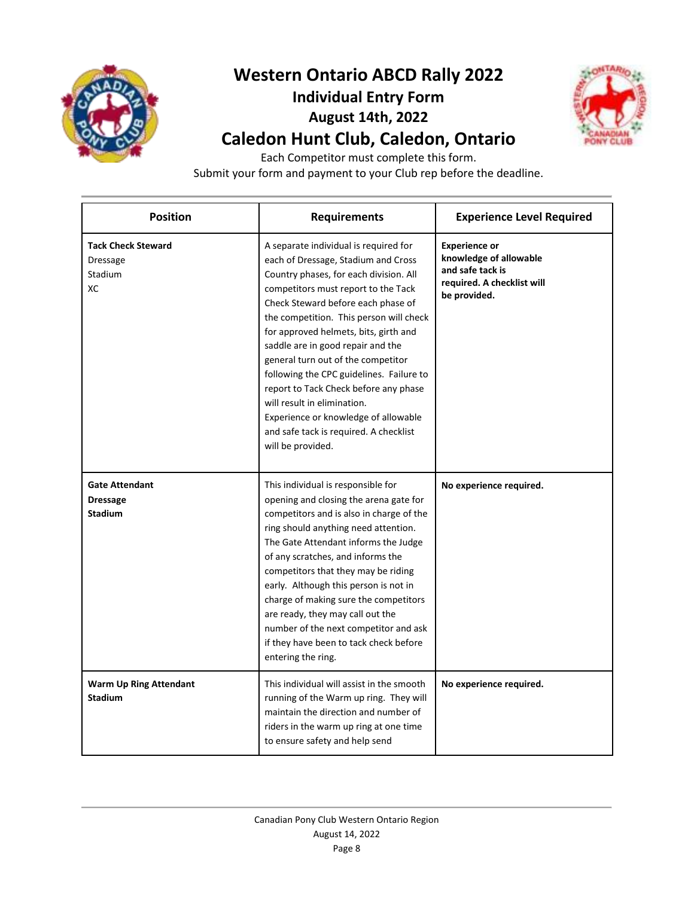# Western Ontario ABCD Rally 2022

## Individual Entry Form

## August 14th, 2022

## Caledon Hunt Club, Caledon, Ontario

Each Competitor must complete this form.

Submit your form and payment to your Club rep before the deadline.

| Position | Requirements | Experience Level Required |
|---|---|---|
| **Tack Check Steward**<br>Dressage<br>Stadium<br>XC | A separate individual is required for each of Dressage, Stadium and Cross Country phases, for each division. All competitors must report to the Tack Check Steward before each phase of the competition. This person will check for approved helmets, bits, girth and saddle are in good repair and the general turn out of the competitor following the CPC guidelines. Failure to report to Tack Check before any phase will result in elimination.<br>Experience or knowledge of allowable and safe tack is required. A checklist will be provided. | **Experience or knowledge of allowable and safe tack is required. A checklist will be provided.** |
| **Gate Attendant**<br>**Dressage**<br>**Stadium** | This individual is responsible for opening and closing the arena gate for competitors and is also in charge of the ring should anything need attention. The Gate Attendant informs the Judge of any scratches, and informs the competitors that they may be riding early. Although this person is not in charge of making sure the competitors are ready, they may call out the number of the next competitor and ask if they have been to tack check before entering the ring. | **No experience required.** |
| **Warm Up Ring Attendant**<br>**Stadium** | This individual will assist in the smooth running of the Warm up ring. They will maintain the direction and number of riders in the warm up ring at one time to ensure safety and help send | **No experience required.** |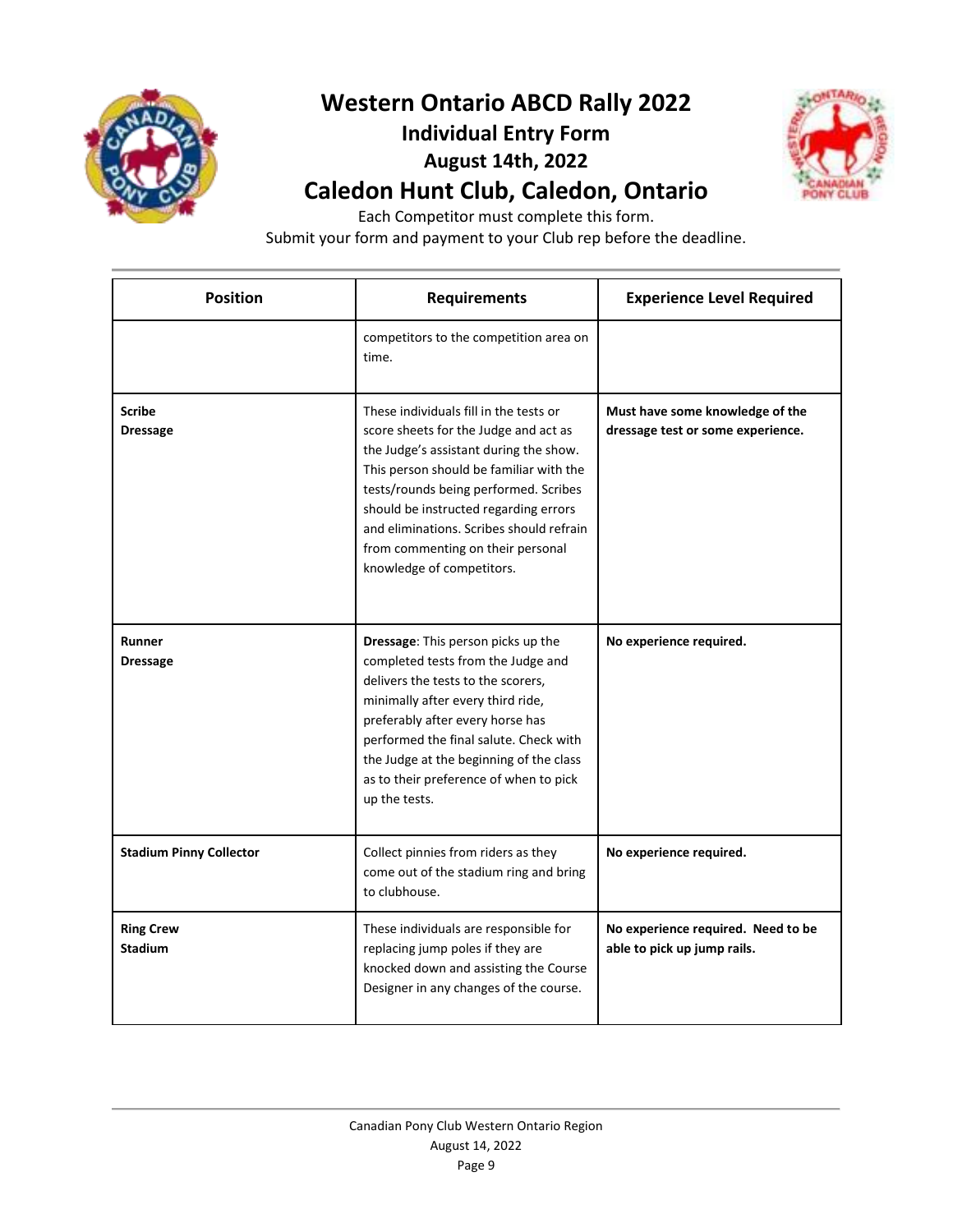# Western Ontario ABCD Rally 2022

## Individual Entry Form

## August 14th, 2022

# Caledon Hunt Club, Caledon, Ontario

Each Competitor must complete this form.
Submit your form and payment to your Club rep before the deadline.

| Position | Requirements | Experience Level Required |
|---|---|---|
| | competitors to the competition area on time. | |
| **Scribe**<br>**Dressage** | These individuals fill in the tests or score sheets for the Judge and act as the Judge's assistant during the show. This person should be familiar with the tests/rounds being performed. Scribes should be instructed regarding errors and eliminations. Scribes should refrain from commenting on their personal knowledge of competitors. | **Must have some knowledge of the dressage test or some experience.** |
| **Runner**<br>**Dressage** | **Dressage**: This person picks up the completed tests from the Judge and delivers the tests to the scorers, minimally after every third ride, preferably after every horse has performed the final salute. Check with the Judge at the beginning of the class as to their preference of when to pick up the tests. | **No experience required.** |
| **Stadium Pinny Collector** | Collect pinnies from riders as they come out of the stadium ring and bring to clubhouse. | **No experience required.** |
| **Ring Crew**<br>**Stadium** | These individuals are responsible for replacing jump poles if they are knocked down and assisting the Course Designer in any changes of the course. | **No experience required. Need to be able to pick up jump rails.** |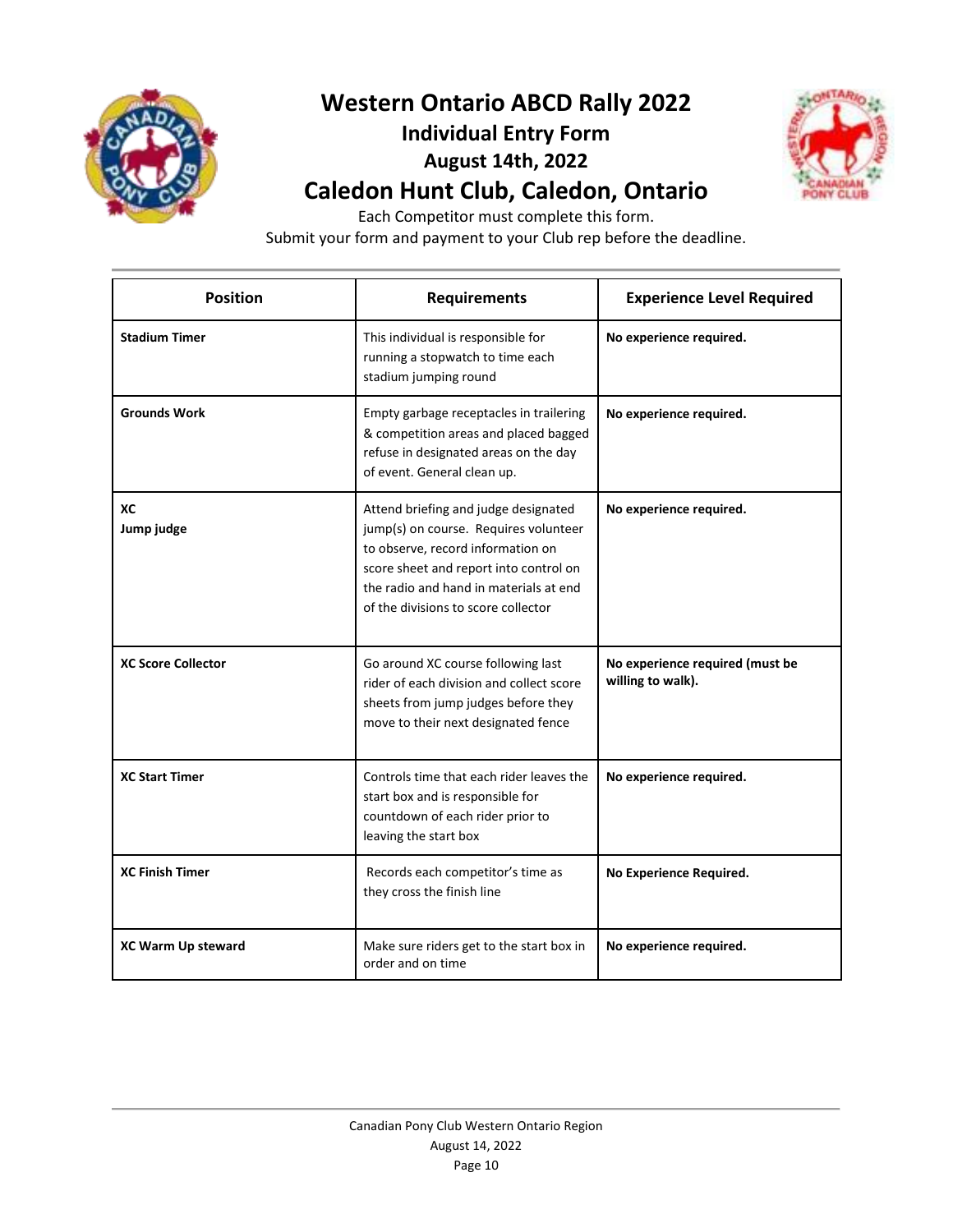# Western Ontario ABCD Rally 2022

## Individual Entry Form

## August 14th, 2022

# Caledon Hunt Club, Caledon, Ontario

Each Competitor must complete this form.

Submit your form and payment to your Club rep before the deadline.

| Position | Requirements | Experience Level Required |
|---|---|---|
| **Stadium Timer** | This individual is responsible for running a stopwatch to time each stadium jumping round | **No experience required.** |
| **Grounds Work** | Empty garbage receptacles in trailering & competition areas and placed bagged refuse in designated areas on the day of event. General clean up. | **No experience required.** |
| **XC Jump judge** | Attend briefing and judge designated jump(s) on course. Requires volunteer to observe, record information on score sheet and report into control on the radio and hand in materials at end of the divisions to score collector | **No experience required.** |
| **XC Score Collector** | Go around XC course following last rider of each division and collect score sheets from jump judges before they move to their next designated fence | **No experience required (must be willing to walk).** |
| **XC Start Timer** | Controls time that each rider leaves the start box and is responsible for countdown of each rider prior to leaving the start box | **No experience required.** |
| **XC Finish Timer** | Records each competitor's time as they cross the finish line | **No Experience Required.** |
| **XC Warm Up steward** | Make sure riders get to the start box in order and on time | **No experience required.** |